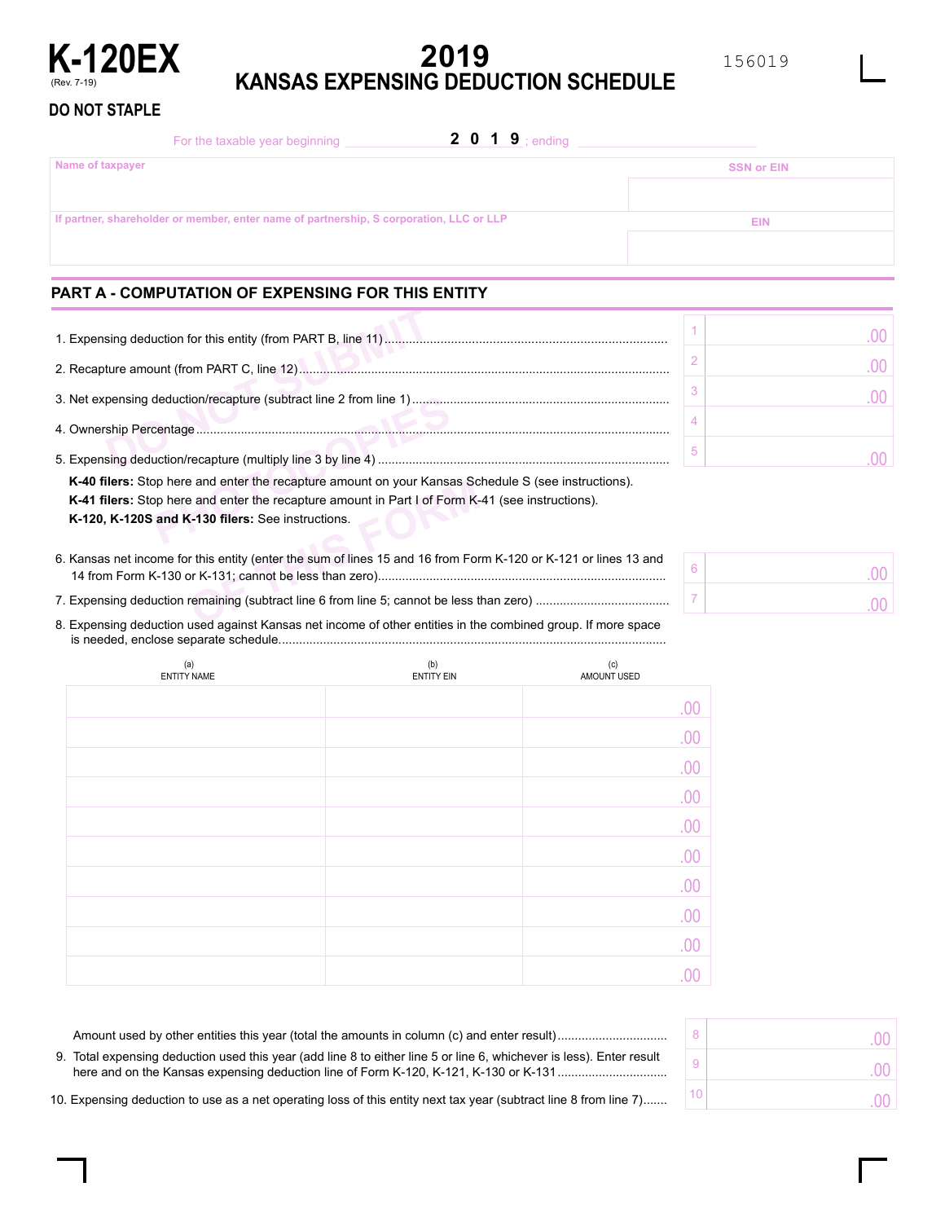# K-120EX

(Rev. 7-19)

# 2019
## KANSAS EXPENSING DEDUCTION SCHEDULE

156019

**DO NOT STAPLE**

For the taxable year beginning ____________ **2 0 1 9** ; ending ____________

| Name of taxpayer | SSN or EIN |
|---|---|
| | |
| **If partner, shareholder or member, enter name of partnership, S corporation, LLC or LLP** | **EIN** |
| | |

## PART A - COMPUTATION OF EXPENSING FOR THIS ENTITY

| | | |
|---|---|---|
| 1. Expensing deduction for this entity (from PART B, line 11) | 1 | .00 |
| 2. Recapture amount (from PART C, line 12) | 2 | .00 |
| 3. Net expensing deduction/recapture (subtract line 2 from line 1) | 3 | .00 |
| 4. Ownership Percentage | 4 | |
| 5. Expensing deduction/recapture (multiply line 3 by line 4) | 5 | .00 |

**K-40 filers:** Stop here and enter the recapture amount on your Kansas Schedule S (see instructions).

**K-41 filers:** Stop here and enter the recapture amount in Part I of Form K-41 (see instructions).

**K-120, K-120S and K-130 filers:** See instructions.

| | | |
|---|---|---|
| 6. Kansas net income for this entity (enter the sum of lines 15 and 16 from Form K-120 or K-121 or lines 13 and 14 from Form K-130 or K-131; cannot be less than zero) | 6 | .00 |
| 7. Expensing deduction remaining (subtract line 6 from line 5; cannot be less than zero) | 7 | .00 |

8. Expensing deduction used against Kansas net income of other entities in the combined group. If more space is needed, enclose separate schedule.

| (a) ENTITY NAME | (b) ENTITY EIN | (c) AMOUNT USED |
|---|---|---|
| | | .00 |
| | | .00 |
| | | .00 |
| | | .00 |
| | | .00 |
| | | .00 |
| | | .00 |
| | | .00 |
| | | .00 |
| | | .00 |

| | | |
|---|---|---|
| Amount used by other entities this year (total the amounts in column (c) and enter result) | 8 | .00 |
| 9. Total expensing deduction used this year (add line 8 to either line 5 or line 6, whichever is less). Enter result here and on the Kansas expensing deduction line of Form K-120, K-121, K-130 or K-131 | 9 | .00 |
| 10. Expensing deduction to use as a net operating loss of this entity next tax year (subtract line 8 from line 7) | 10 | .00 |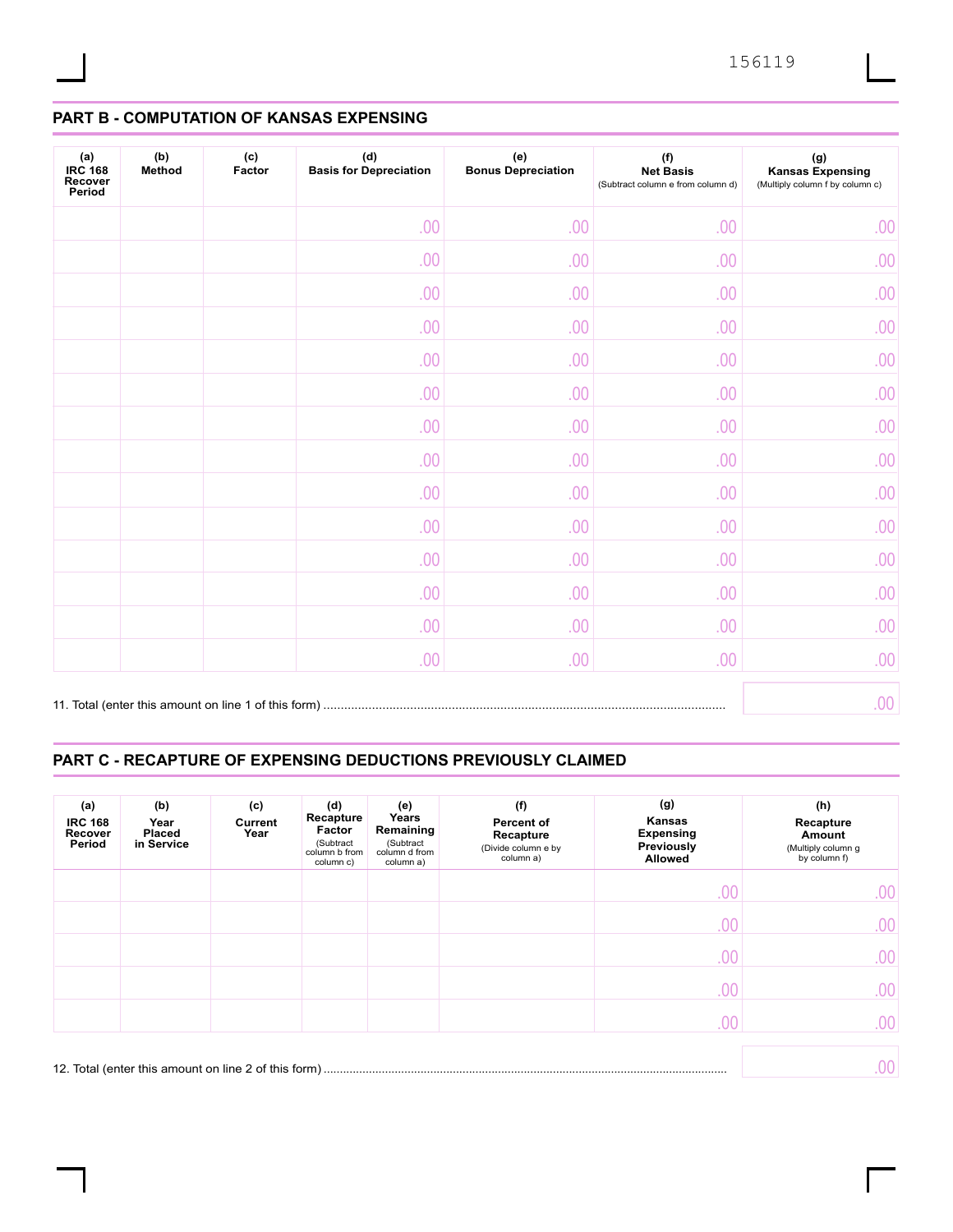## PART B - COMPUTATION OF KANSAS EXPENSING

| (a) IRC 168 Recover Period | (b) Method | (c) Factor | (d) Basis for Depreciation | (e) Bonus Depreciation | (f) Net Basis (Subtract column e from column d) | (g) Kansas Expensing (Multiply column f by column c) |
|---|---|---|---|---|---|---|
| | | | .00 | .00 | .00 | .00 |
| | | | .00 | .00 | .00 | .00 |
| | | | .00 | .00 | .00 | .00 |
| | | | .00 | .00 | .00 | .00 |
| | | | .00 | .00 | .00 | .00 |
| | | | .00 | .00 | .00 | .00 |
| | | | .00 | .00 | .00 | .00 |
| | | | .00 | .00 | .00 | .00 |
| | | | .00 | .00 | .00 | .00 |
| | | | .00 | .00 | .00 | .00 |
| | | | .00 | .00 | .00 | .00 |
| | | | .00 | .00 | .00 | .00 |
| | | | .00 | .00 | .00 | .00 |
| | | | .00 | .00 | .00 | .00 |

11. Total (enter this amount on line 1 of this form) .......... .00

## PART C - RECAPTURE OF EXPENSING DEDUCTIONS PREVIOUSLY CLAIMED

| (a) IRC 168 Recover Period | (b) Year Placed in Service | (c) Current Year | (d) Recapture Factor (Subtract column b from column c) | (e) Years Remaining (Subtract column d from column a) | (f) Percent of Recapture (Divide column e by column a) | (g) Kansas Expensing Previously Allowed | (h) Recapture Amount (Multiply column g by column f) |
|---|---|---|---|---|---|---|---|
| | | | | | | .00 | .00 |
| | | | | | | .00 | .00 |
| | | | | | | .00 | .00 |
| | | | | | | .00 | .00 |
| | | | | | | .00 | .00 |

12. Total (enter this amount on line 2 of this form) .......... .00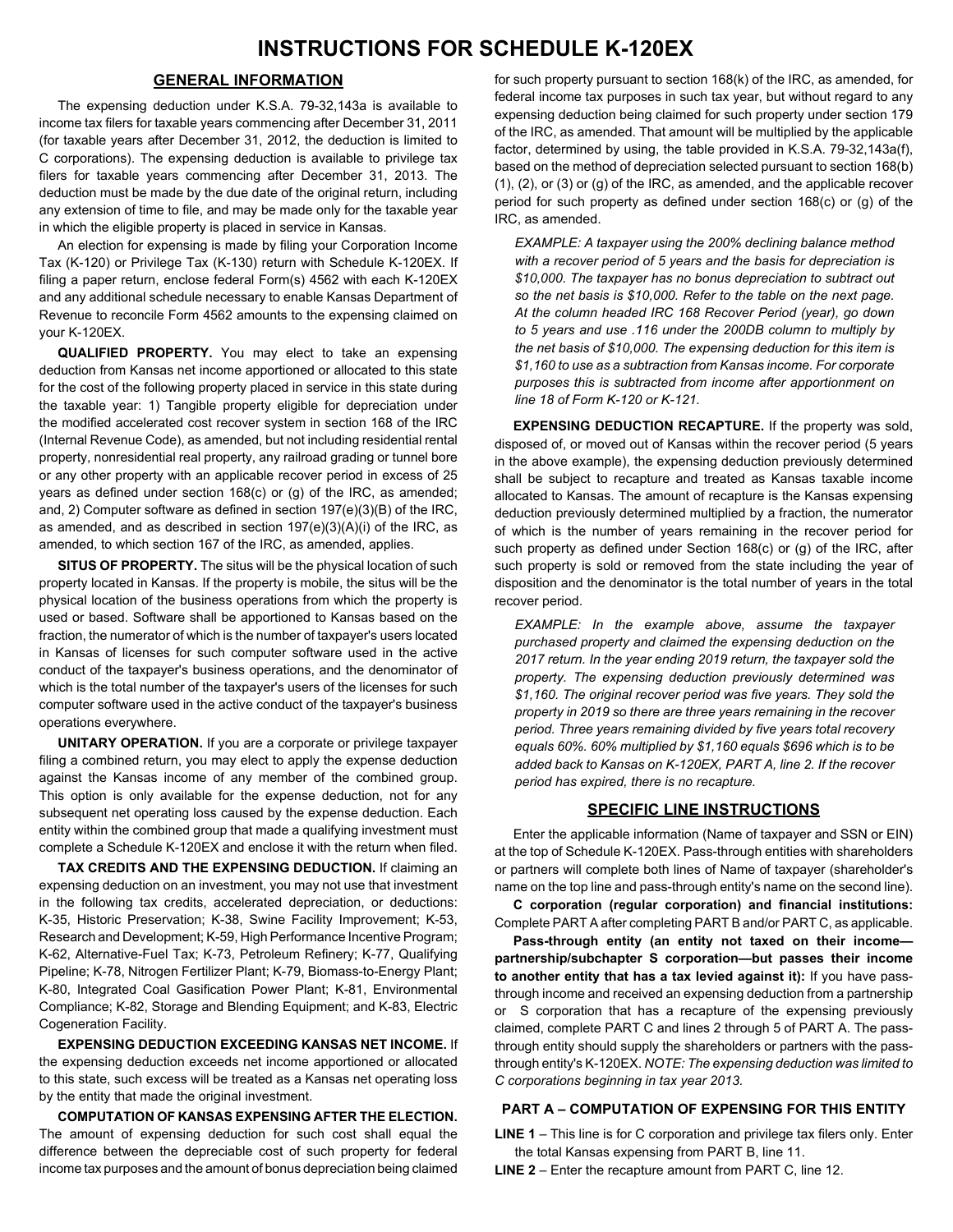# INSTRUCTIONS FOR SCHEDULE K-120EX

## GENERAL INFORMATION

The expensing deduction under K.S.A. 79-32,143a is available to income tax filers for taxable years commencing after December 31, 2011 (for taxable years after December 31, 2012, the deduction is limited to C corporations). The expensing deduction is available to privilege tax filers for taxable years commencing after December 31, 2013. The deduction must be made by the due date of the original return, including any extension of time to file, and may be made only for the taxable year in which the eligible property is placed in service in Kansas.

An election for expensing is made by filing your Corporation Income Tax (K-120) or Privilege Tax (K-130) return with Schedule K-120EX. If filing a paper return, enclose federal Form(s) 4562 with each K-120EX and any additional schedule necessary to enable Kansas Department of Revenue to reconcile Form 4562 amounts to the expensing claimed on your K-120EX.

**QUALIFIED PROPERTY.** You may elect to take an expensing deduction from Kansas net income apportioned or allocated to this state for the cost of the following property placed in service in this state during the taxable year: 1) Tangible property eligible for depreciation under the modified accelerated cost recover system in section 168 of the IRC (Internal Revenue Code), as amended, but not including residential rental property, nonresidential real property, any railroad grading or tunnel bore or any other property with an applicable recover period in excess of 25 years as defined under section 168(c) or (g) of the IRC, as amended; and, 2) Computer software as defined in section 197(e)(3)(B) of the IRC, as amended, and as described in section 197(e)(3)(A)(i) of the IRC, as amended, to which section 167 of the IRC, as amended, applies.

**SITUS OF PROPERTY.** The situs will be the physical location of such property located in Kansas. If the property is mobile, the situs will be the physical location of the business operations from which the property is used or based. Software shall be apportioned to Kansas based on the fraction, the numerator of which is the number of taxpayer's users located in Kansas of licenses for such computer software used in the active conduct of the taxpayer's business operations, and the denominator of which is the total number of the taxpayer's users of the licenses for such computer software used in the active conduct of the taxpayer's business operations everywhere.

**UNITARY OPERATION.** If you are a corporate or privilege taxpayer filing a combined return, you may elect to apply the expense deduction against the Kansas income of any member of the combined group. This option is only available for the expense deduction, not for any subsequent net operating loss caused by the expense deduction. Each entity within the combined group that made a qualifying investment must complete a Schedule K-120EX and enclose it with the return when filed.

**TAX CREDITS AND THE EXPENSING DEDUCTION.** If claiming an expensing deduction on an investment, you may not use that investment in the following tax credits, accelerated depreciation, or deductions: K-35, Historic Preservation; K-38, Swine Facility Improvement; K-53, Research and Development; K-59, High Performance Incentive Program; K-62, Alternative-Fuel Tax; K-73, Petroleum Refinery; K-77, Qualifying Pipeline; K-78, Nitrogen Fertilizer Plant; K-79, Biomass-to-Energy Plant; K-80, Integrated Coal Gasification Power Plant; K-81, Environmental Compliance; K-82, Storage and Blending Equipment; and K-83, Electric Cogeneration Facility.

**EXPENSING DEDUCTION EXCEEDING KANSAS NET INCOME.** If the expensing deduction exceeds net income apportioned or allocated to this state, such excess will be treated as a Kansas net operating loss by the entity that made the original investment.

**COMPUTATION OF KANSAS EXPENSING AFTER THE ELECTION.** The amount of expensing deduction for such cost shall equal the difference between the depreciable cost of such property for federal income tax purposes and the amount of bonus depreciation being claimed for such property pursuant to section 168(k) of the IRC, as amended, for federal income tax purposes in such tax year, but without regard to any expensing deduction being claimed for such property under section 179 of the IRC, as amended. That amount will be multiplied by the applicable factor, determined by using, the table provided in K.S.A. 79-32,143a(f), based on the method of depreciation selected pursuant to section 168(b) (1), (2), or (3) or (g) of the IRC, as amended, and the applicable recover period for such property as defined under section 168(c) or (g) of the IRC, as amended.

*EXAMPLE: A taxpayer using the 200% declining balance method with a recover period of 5 years and the basis for depreciation is $10,000. The taxpayer has no bonus depreciation to subtract out so the net basis is $10,000. Refer to the table on the next page. At the column headed IRC 168 Recover Period (year), go down to 5 years and use .116 under the 200DB column to multiply by the net basis of $10,000. The expensing deduction for this item is $1,160 to use as a subtraction from Kansas income. For corporate purposes this is subtracted from income after apportionment on line 18 of Form K-120 or K-121.*

**EXPENSING DEDUCTION RECAPTURE.** If the property was sold, disposed of, or moved out of Kansas within the recover period (5 years in the above example), the expensing deduction previously determined shall be subject to recapture and treated as Kansas taxable income allocated to Kansas. The amount of recapture is the Kansas expensing deduction previously determined multiplied by a fraction, the numerator of which is the number of years remaining in the recover period for such property as defined under Section 168(c) or (g) of the IRC, after such property is sold or removed from the state including the year of disposition and the denominator is the total number of years in the total recover period.

*EXAMPLE: In the example above, assume the taxpayer purchased property and claimed the expensing deduction on the 2017 return. In the year ending 2019 return, the taxpayer sold the property. The expensing deduction previously determined was $1,160. The original recover period was five years. They sold the property in 2019 so there are three years remaining in the recover period. Three years remaining divided by five years total recovery equals 60%. 60% multiplied by $1,160 equals $696 which is to be added back to Kansas on K-120EX, PART A, line 2. If the recover period has expired, there is no recapture.*

## SPECIFIC LINE INSTRUCTIONS

Enter the applicable information (Name of taxpayer and SSN or EIN) at the top of Schedule K-120EX. Pass-through entities with shareholders or partners will complete both lines of Name of taxpayer (shareholder's name on the top line and pass-through entity's name on the second line).

**C corporation (regular corporation) and financial institutions:** Complete PART A after completing PART B and/or PART C, as applicable.

**Pass-through entity (an entity not taxed on their income—partnership/subchapter S corporation—but passes their income to another entity that has a tax levied against it):** If you have pass-through income and received an expensing deduction from a partnership or S corporation that has a recapture of the expensing previously claimed, complete PART C and lines 2 through 5 of PART A. The pass-through entity should supply the shareholders or partners with the pass-through entity's K-120EX. *NOTE: The expensing deduction was limited to C corporations beginning in tax year 2013.*

### PART A – COMPUTATION OF EXPENSING FOR THIS ENTITY

**LINE 1** – This line is for C corporation and privilege tax filers only. Enter the total Kansas expensing from PART B, line 11.

**LINE 2** – Enter the recapture amount from PART C, line 12.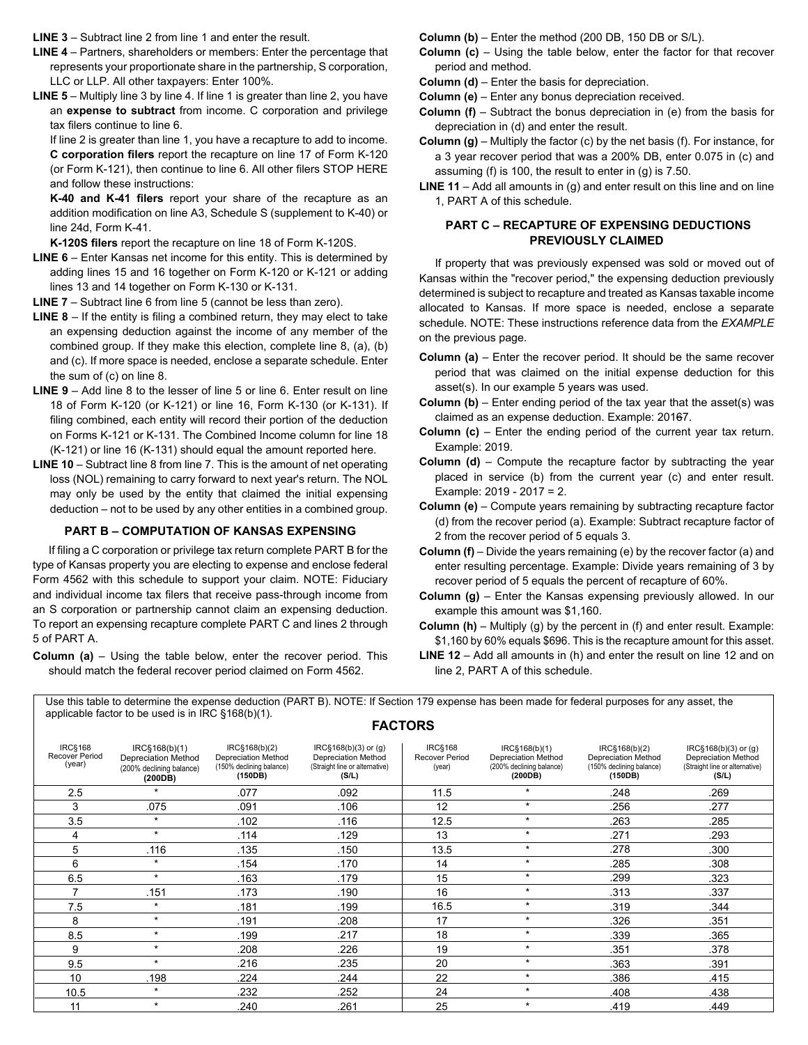**LINE 3** – Subtract line 2 from line 1 and enter the result.

**LINE 4** – Partners, shareholders or members: Enter the percentage that represents your proportionate share in the partnership, S corporation, LLC or LLP. All other taxpayers: Enter 100%.

**LINE 5** – Multiply line 3 by line 4. If line 1 is greater than line 2, you have an **expense to subtract** from income. C corporation and privilege tax filers continue to line 6.

If line 2 is greater than line 1, you have a recapture to add to income. **C corporation filers** report the recapture on line 17 of Form K-120 (or Form K-121), then continue to line 6. All other filers STOP HERE and follow these instructions:

**K-40 and K-41 filers** report your share of the recapture as an addition modification on line A3, Schedule S (supplement to K-40) or line 24d, Form K-41.

**K-120S filers** report the recapture on line 18 of Form K-120S.

**LINE 6** – Enter Kansas net income for this entity. This is determined by adding lines 15 and 16 together on Form K-120 or K-121 or adding lines 13 and 14 together on Form K-130 or K-131.

**LINE 7** – Subtract line 6 from line 5 (cannot be less than zero).

**LINE 8** – If the entity is filing a combined return, they may elect to take an expensing deduction against the income of any member of the combined group. If they make this election, complete line 8, (a), (b) and (c). If more space is needed, enclose a separate schedule. Enter the sum of (c) on line 8.

**LINE 9** – Add line 8 to the lesser of line 5 or line 6. Enter result on line 18 of Form K-120 (or K-121) or line 16, Form K-130 (or K-131). If filing combined, each entity will record their portion of the deduction on Forms K-121 or K-131. The Combined Income column for line 18 (K-121) or line 16 (K-131) should equal the amount reported here.

**LINE 10** – Subtract line 8 from line 7. This is the amount of net operating loss (NOL) remaining to carry forward to next year's return. The NOL may only be used by the entity that claimed the initial expensing deduction – not to be used by any other entities in a combined group.

### PART B – COMPUTATION OF KANSAS EXPENSING

If filing a C corporation or privilege tax return complete PART B for the type of Kansas property you are electing to expense and enclose federal Form 4562 with this schedule to support your claim. NOTE: Fiduciary and individual income tax filers that receive pass-through income from an S corporation or partnership cannot claim an expensing deduction. To report an expensing recapture complete PART C and lines 2 through 5 of PART A.

**Column (a)** – Using the table below, enter the recover period. This should match the federal recover period claimed on Form 4562.

**Column (b)** – Enter the method (200 DB, 150 DB or S/L).

**Column (c)** – Using the table below, enter the factor for that recover period and method.

**Column (d)** – Enter the basis for depreciation.

**Column (e)** – Enter any bonus depreciation received.

**Column (f)** – Subtract the bonus depreciation in (e) from the basis for depreciation in (d) and enter the result.

**Column (g)** – Multiply the factor (c) by the net basis (f). For instance, for a 3 year recover period that was a 200% DB, enter 0.075 in (c) and assuming (f) is 100, the result to enter in (g) is 7.50.

**LINE 11** – Add all amounts in (g) and enter result on this line and on line 1, PART A of this schedule.

### PART C – RECAPTURE OF EXPENSING DEDUCTIONS PREVIOUSLY CLAIMED

If property that was previously expensed was sold or moved out of Kansas within the "recover period," the expensing deduction previously determined is subject to recapture and treated as Kansas taxable income allocated to Kansas. If more space is needed, enclose a separate schedule. NOTE: These instructions reference data from the *EXAMPLE* on the previous page.

**Column (a)** – Enter the recover period. It should be the same recover period that was claimed on the initial expense deduction for this asset(s). In our example 5 years was used.

**Column (b)** – Enter ending period of the tax year that the asset(s) was claimed as an expense deduction. Example: 2016~~7~~.

**Column (c)** – Enter the ending period of the current year tax return. Example: 2019.

**Column (d)** – Compute the recapture factor by subtracting the year placed in service (b) from the current year (c) and enter result. Example: 2019 - 2017 = 2.

**Column (e)** – Compute years remaining by subtracting recapture factor (d) from the recover period (a). Example: Subtract recapture factor of 2 from the recover period of 5 equals 3.

**Column (f)** – Divide the years remaining (e) by the recover factor (a) and enter resulting percentage. Example: Divide years remaining of 3 by recover period of 5 equals the percent of recapture of 60%.

**Column (g)** – Enter the Kansas expensing previously allowed. In our example this amount was $1,160.

**Column (h)** – Multiply (g) by the percent in (f) and enter result. Example: $1,160 by 60% equals $696. This is the recapture amount for this asset.

**LINE 12** – Add all amounts in (h) and enter the result on line 12 and on line 2, PART A of this schedule.

Use this table to determine the expense deduction (PART B). NOTE: If Section 179 expense has been made for federal purposes for any asset, the applicable factor to be used is in IRC §168(b)(1).

**FACTORS**

| IRC§168 Recover Period (year) | IRC§168(b)(1) Depreciation Method (200% declining balance) (200DB) | IRC§168(b)(2) Depreciation Method (150% declining balance) (150DB) | IRC§168(b)(3) or (g) Depreciation Method (Straight line or alternative) (S/L) | IRC§168 Recover Period (year) | IRC§168(b)(1) Depreciation Method (200% declining balance) (200DB) | IRC§168(b)(2) Depreciation Method (150% declining balance) (150DB) | IRC§168(b)(3) or (g) Depreciation Method (Straight line or alternative) (S/L) |
|---|---|---|---|---|---|---|---|
| 2.5 | * | .077 | .092 | 11.5 | * | .248 | .269 |
| 3 | .075 | .091 | .106 | 12 | * | .256 | .277 |
| 3.5 | * | .102 | .116 | 12.5 | * | .263 | .285 |
| 4 | * | .114 | .129 | 13 | * | .271 | .293 |
| 5 | .116 | .135 | .150 | 13.5 | * | .278 | .300 |
| 6 | * | .154 | .170 | 14 | * | .285 | .308 |
| 6.5 | * | .163 | .179 | 15 | * | .299 | .323 |
| 7 | .151 | .173 | .190 | 16 | * | .313 | .337 |
| 7.5 | * | .181 | .199 | 16.5 | * | .319 | .344 |
| 8 | * | .191 | .208 | 17 | * | .326 | .351 |
| 8.5 | * | .199 | .217 | 18 | * | .339 | .365 |
| 9 | * | .208 | .226 | 19 | * | .351 | .378 |
| 9.5 | * | .216 | .235 | 20 | * | .363 | .391 |
| 10 | .198 | .224 | .244 | 22 | * | .386 | .415 |
| 10.5 | * | .232 | .252 | 24 | * | .408 | .438 |
| 11 | * | .240 | .261 | 25 | * | .419 | .449 |